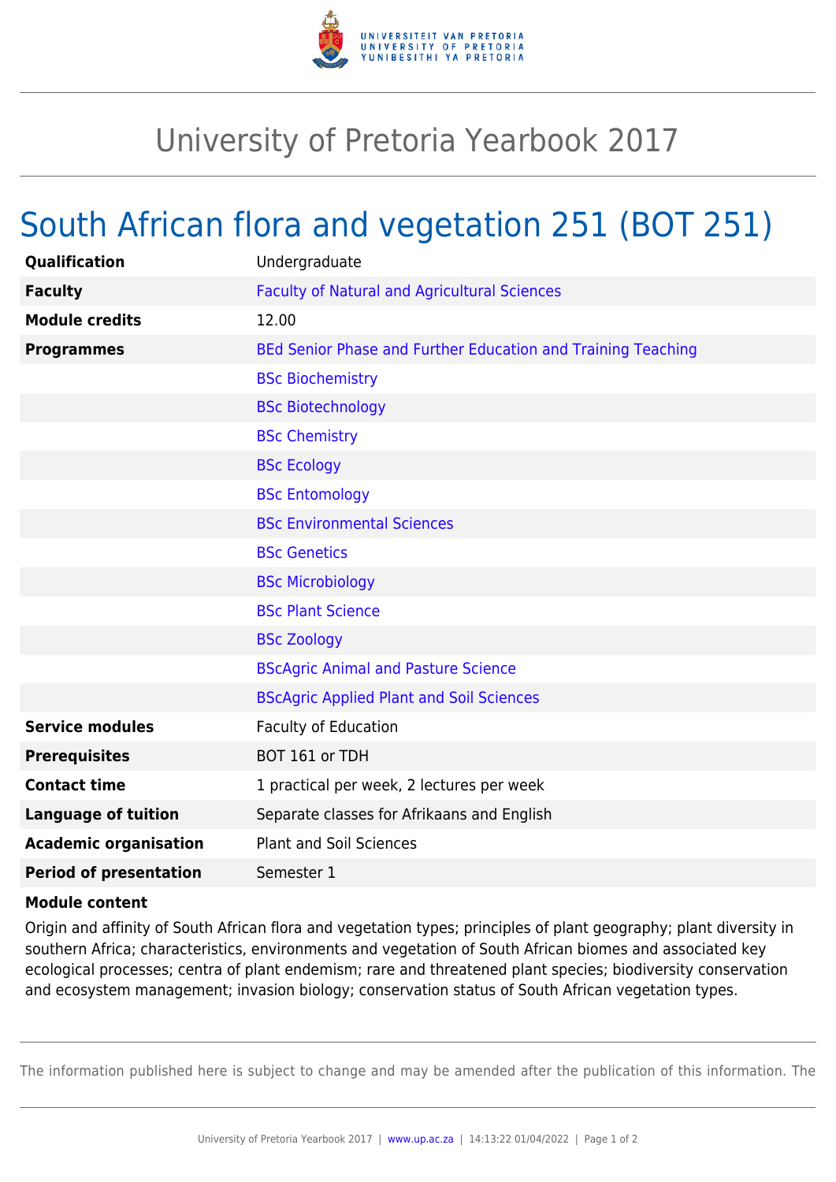# University of Pretoria Yearbook 2017

## South African flora and vegetation 251 (BOT 251)

| | |
|---|---|
| **Qualification** | Undergraduate |
| **Faculty** | Faculty of Natural and Agricultural Sciences |
| **Module credits** | 12.00 |
| **Programmes** | BEd Senior Phase and Further Education and Training Teaching |
| | BSc Biochemistry |
| | BSc Biotechnology |
| | BSc Chemistry |
| | BSc Ecology |
| | BSc Entomology |
| | BSc Environmental Sciences |
| | BSc Genetics |
| | BSc Microbiology |
| | BSc Plant Science |
| | BSc Zoology |
| | BScAgric Animal and Pasture Science |
| | BScAgric Applied Plant and Soil Sciences |
| **Service modules** | Faculty of Education |
| **Prerequisites** | BOT 161 or TDH |
| **Contact time** | 1 practical per week, 2 lectures per week |
| **Language of tuition** | Separate classes for Afrikaans and English |
| **Academic organisation** | Plant and Soil Sciences |
| **Period of presentation** | Semester 1 |

**Module content**

Origin and affinity of South African flora and vegetation types; principles of plant geography; plant diversity in southern Africa; characteristics, environments and vegetation of South African biomes and associated key ecological processes; centra of plant endemism; rare and threatened plant species; biodiversity conservation and ecosystem management; invasion biology; conservation status of South African vegetation types.

The information published here is subject to change and may be amended after the publication of this information. The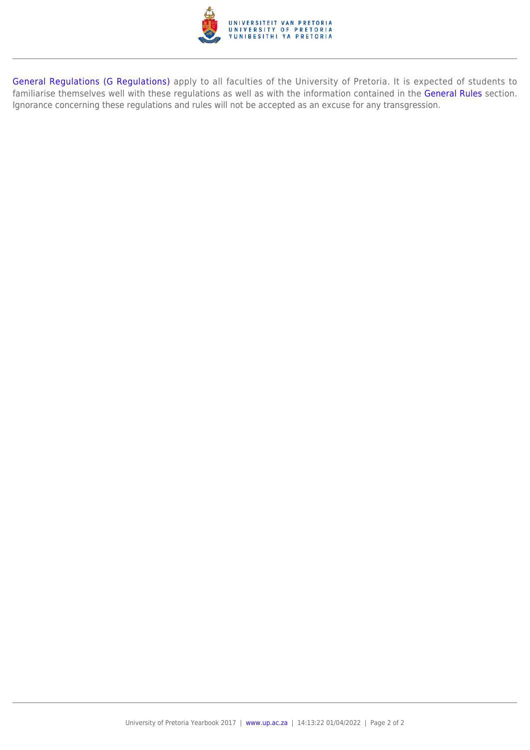General Regulations (G Regulations) apply to all faculties of the University of Pretoria. It is expected of students to familiarise themselves well with these regulations as well as with the information contained in the General Rules section. Ignorance concerning these regulations and rules will not be accepted as an excuse for any transgression.